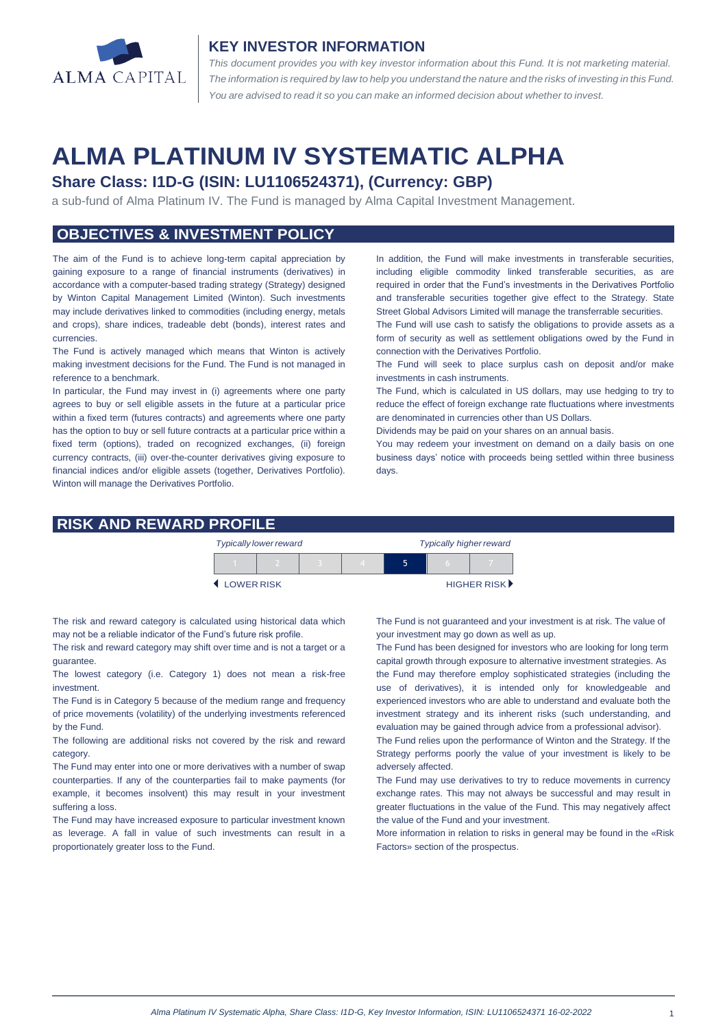ALMA CAPITAL

## KEY INVESTOR INFORMATION

*This document provides you with key investor information about this Fund. It is not marketing material. The information is required by law to help you understand the nature and the risks of investing in this Fund. You are advised to read it so you can make an informed decision about whether to invest.*

# ALMA PLATINUM IV SYSTEMATIC ALPHA

### Share Class: I1D-G (ISIN: LU1106524371), (Currency: GBP)

a sub-fund of Alma Platinum IV. The Fund is managed by Alma Capital Investment Management.

## OBJECTIVES & INVESTMENT POLICY

The aim of the Fund is to achieve long-term capital appreciation by gaining exposure to a range of financial instruments (derivatives) in accordance with a computer-based trading strategy (Strategy) designed by Winton Capital Management Limited (Winton). Such investments may include derivatives linked to commodities (including energy, metals and crops), share indices, tradeable debt (bonds), interest rates and currencies.

The Fund is actively managed which means that Winton is actively making investment decisions for the Fund. The Fund is not managed in reference to a benchmark.

In particular, the Fund may invest in (i) agreements where one party agrees to buy or sell eligible assets in the future at a particular price within a fixed term (futures contracts) and agreements where one party has the option to buy or sell future contracts at a particular price within a fixed term (options), traded on recognized exchanges, (ii) foreign currency contracts, (iii) over-the-counter derivatives giving exposure to financial indices and/or eligible assets (together, Derivatives Portfolio). Winton will manage the Derivatives Portfolio.

In addition, the Fund will make investments in transferable securities, including eligible commodity linked transferable securities, as are required in order that the Fund's investments in the Derivatives Portfolio and transferable securities together give effect to the Strategy. State Street Global Advisors Limited will manage the transferrable securities.

The Fund will use cash to satisfy the obligations to provide assets as a form of security as well as settlement obligations owed by the Fund in connection with the Derivatives Portfolio.

The Fund will seek to place surplus cash on deposit and/or make investments in cash instruments.

The Fund, which is calculated in US dollars, may use hedging to try to reduce the effect of foreign exchange rate fluctuations where investments are denominated in currencies other than US Dollars.

Dividends may be paid on your shares on an annual basis.

You may redeem your investment on demand on a daily basis on one business days' notice with proceeds being settled within three business days.

## RISK AND REWARD PROFILE

| *Typically lower reward* | | | | | | *Typically higher reward* |
|---|---|---|---|---|---|---|
| 1 | 2 | 3 | 4 | **5** | 6 | 7 |
| ◀ LOWER RISK | | | | | | HIGHER RISK ▶ |

The risk and reward category is calculated using historical data which may not be a reliable indicator of the Fund's future risk profile.

The risk and reward category may shift over time and is not a target or a guarantee.

The lowest category (i.e. Category 1) does not mean a risk-free investment.

The Fund is in Category 5 because of the medium range and frequency of price movements (volatility) of the underlying investments referenced by the Fund.

The following are additional risks not covered by the risk and reward category.

The Fund may enter into one or more derivatives with a number of swap counterparties. If any of the counterparties fail to make payments (for example, it becomes insolvent) this may result in your investment suffering a loss.

The Fund may have increased exposure to particular investment known as leverage. A fall in value of such investments can result in a proportionately greater loss to the Fund.

The Fund is not guaranteed and your investment is at risk. The value of your investment may go down as well as up.

The Fund has been designed for investors who are looking for long term capital growth through exposure to alternative investment strategies. As the Fund may therefore employ sophisticated strategies (including the use of derivatives), it is intended only for knowledgeable and experienced investors who are able to understand and evaluate both the investment strategy and its inherent risks (such understanding, and evaluation may be gained through advice from a professional advisor).

The Fund relies upon the performance of Winton and the Strategy. If the Strategy performs poorly the value of your investment is likely to be adversely affected.

The Fund may use derivatives to try to reduce movements in currency exchange rates. This may not always be successful and may result in greater fluctuations in the value of the Fund. This may negatively affect the value of the Fund and your investment.

More information in relation to risks in general may be found in the «Risk Factors» section of the prospectus.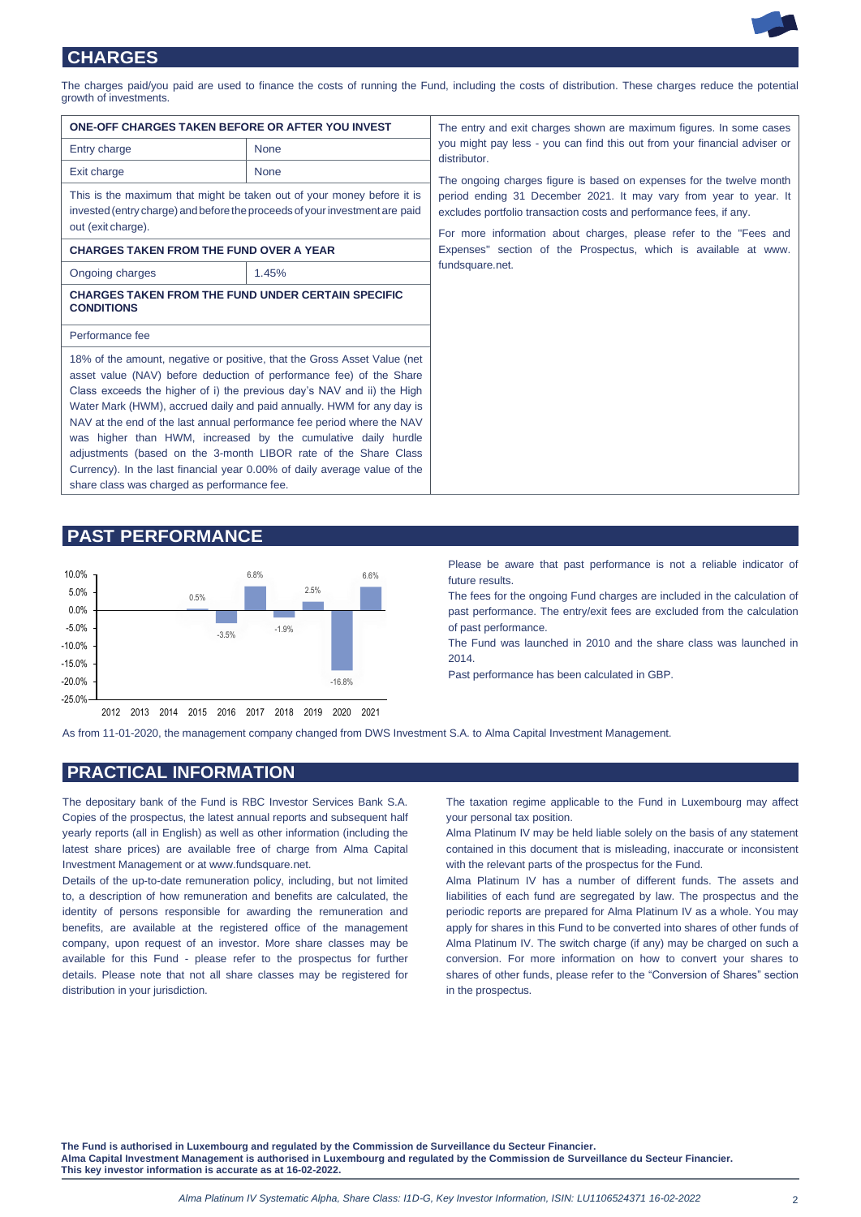## CHARGES

The charges paid/you paid are used to finance the costs of running the Fund, including the costs of distribution. These charges reduce the potential growth of investments.

| ONE-OFF CHARGES TAKEN BEFORE OR AFTER YOU INVEST | |
|---|---|
| Entry charge | None |
| Exit charge | None |
| This is the maximum that might be taken out of your money before it is invested (entry charge) and before the proceeds of your investment are paid out (exit charge). | |
| **CHARGES TAKEN FROM THE FUND OVER A YEAR** | |
| Ongoing charges | 1.45% |
| **CHARGES TAKEN FROM THE FUND UNDER CERTAIN SPECIFIC CONDITIONS** | |
| Performance fee | |
| 18% of the amount, negative or positive, that the Gross Asset Value (net asset value (NAV) before deduction of performance fee) of the Share Class exceeds the higher of i) the previous day's NAV and ii) the High Water Mark (HWM), accrued daily and paid annually. HWM for any day is NAV at the end of the last annual performance fee period where the NAV was higher than HWM, increased by the cumulative daily hurdle adjustments (based on the 3-month LIBOR rate of the Share Class Currency). In the last financial year 0.00% of daily average value of the share class was charged as performance fee. | |

The entry and exit charges shown are maximum figures. In some cases you might pay less - you can find this out from your financial adviser or distributor.

The ongoing charges figure is based on expenses for the twelve month period ending 31 December 2021. It may vary from year to year. It excludes portfolio transaction costs and performance fees, if any.

For more information about charges, please refer to the "Fees and Expenses" section of the Prospectus, which is available at www. fundsquare.net.

## PAST PERFORMANCE

10.0%
5.0%
0.0%
-5.0%
-10.0%
-15.0%
-20.0%
-25.0%

0.5%
-3.5%
6.8%
-1.9%
2.5%
-16.8%
6.6%

2012 2013 2014 2015 2016 2017 2018 2019 2020 2021

Please be aware that past performance is not a reliable indicator of future results.

The fees for the ongoing Fund charges are included in the calculation of past performance. The entry/exit fees are excluded from the calculation of past performance.

The Fund was launched in 2010 and the share class was launched in 2014.

Past performance has been calculated in GBP.

As from 11-01-2020, the management company changed from DWS Investment S.A. to Alma Capital Investment Management.

## PRACTICAL INFORMATION

The depositary bank of the Fund is RBC Investor Services Bank S.A. Copies of the prospectus, the latest annual reports and subsequent half yearly reports (all in English) as well as other information (including the latest share prices) are available free of charge from Alma Capital Investment Management or at www.fundsquare.net.

Details of the up-to-date remuneration policy, including, but not limited to, a description of how remuneration and benefits are calculated, the identity of persons responsible for awarding the remuneration and benefits, are available at the registered office of the management company, upon request of an investor. More share classes may be available for this Fund - please refer to the prospectus for further details. Please note that not all share classes may be registered for distribution in your jurisdiction.

The taxation regime applicable to the Fund in Luxembourg may affect your personal tax position.

Alma Platinum IV may be held liable solely on the basis of any statement contained in this document that is misleading, inaccurate or inconsistent with the relevant parts of the prospectus for the Fund.

Alma Platinum IV has a number of different funds. The assets and liabilities of each fund are segregated by law. The prospectus and the periodic reports are prepared for Alma Platinum IV as a whole. You may apply for shares in this Fund to be converted into shares of other funds of Alma Platinum IV. The switch charge (if any) may be charged on such a conversion. For more information on how to convert your shares to shares of other funds, please refer to the "Conversion of Shares" section in the prospectus.

**The Fund is authorised in Luxembourg and regulated by the Commission de Surveillance du Secteur Financier.**
**Alma Capital Investment Management is authorised in Luxembourg and regulated by the Commission de Surveillance du Secteur Financier.**
**This key investor information is accurate as at 16-02-2022.**